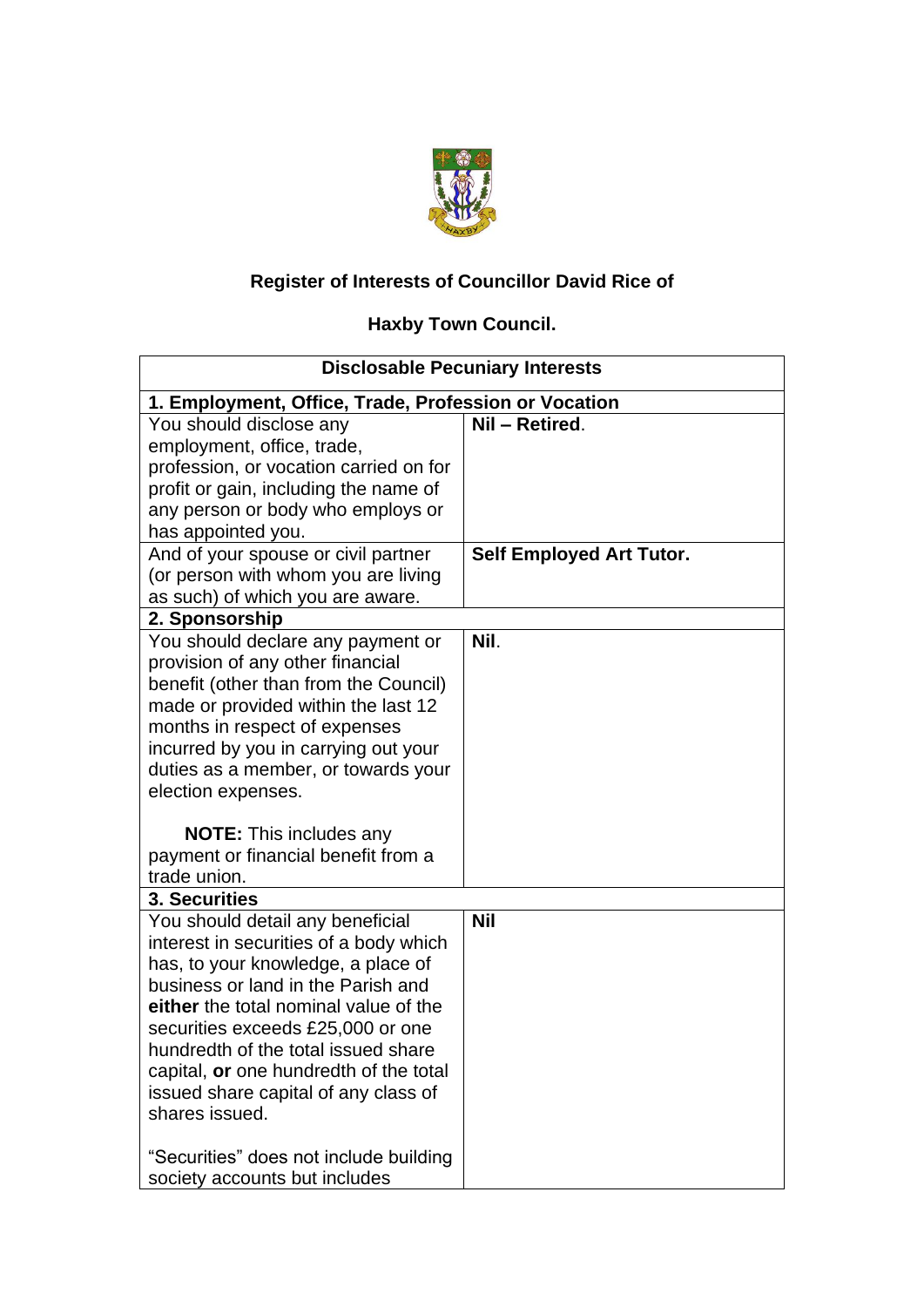# Register of Interests of Councillor David Rice of

# Haxby Town Council.

| Disclosable Pecuniary Interests | |
|---|---|
| **1. Employment, Office, Trade, Profession or Vocation** | |
| You should disclose any employment, office, trade, profession, or vocation carried on for profit or gain, including the name of any person or body who employs or has appointed you. | **Nil – Retired**. |
| And of your spouse or civil partner (or person with whom you are living as such) of which you are aware. | **Self Employed Art Tutor.** |
| **2. Sponsorship** | |
| You should declare any payment or provision of any other financial benefit (other than from the Council) made or provided within the last 12 months in respect of expenses incurred by you in carrying out your duties as a member, or towards your election expenses.<br><br>**NOTE:** This includes any payment or financial benefit from a trade union. | **Nil**. |
| **3. Securities** | |
| You should detail any beneficial interest in securities of a body which has, to your knowledge, a place of business or land in the Parish and **either** the total nominal value of the securities exceeds £25,000 or one hundredth of the total issued share capital, **or** one hundredth of the total issued share capital of any class of shares issued.<br><br>"Securities" does not include building society accounts but includes | **Nil** |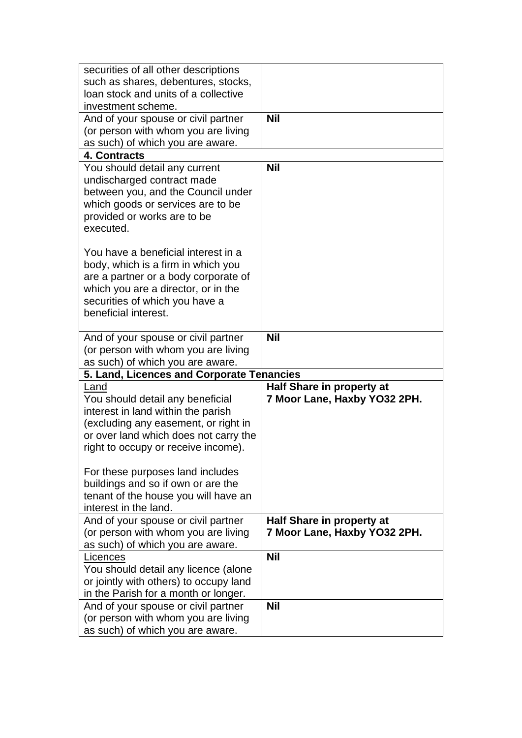| | |
|---|---|
| securities of all other descriptions such as shares, debentures, stocks, loan stock and units of a collective investment scheme. | |
| And of your spouse or civil partner (or person with whom you are living as such) of which you are aware. | **Nil** |
| **4. Contracts** | |
| You should detail any current undischarged contract made between you, and the Council under which goods or services are to be provided or works are to be executed.<br><br>You have a beneficial interest in a body, which is a firm in which you are a partner or a body corporate of which you are a director, or in the securities of which you have a beneficial interest. | **Nil** |
| And of your spouse or civil partner (or person with whom you are living as such) of which you are aware. | **Nil** |
| **5. Land, Licences and Corporate Tenancies** | |
| <u>Land</u><br>You should detail any beneficial interest in land within the parish (excluding any easement, or right in or over land which does not carry the right to occupy or receive income).<br><br>For these purposes land includes buildings and so if own or are the tenant of the house you will have an interest in the land. | **Half Share in property at 7 Moor Lane, Haxby YO32 2PH.** |
| And of your spouse or civil partner (or person with whom you are living as such) of which you are aware. | **Half Share in property at 7 Moor Lane, Haxby YO32 2PH.** |
| <u>Licences</u><br>You should detail any licence (alone or jointly with others) to occupy land in the Parish for a month or longer. | **Nil** |
| And of your spouse or civil partner (or person with whom you are living as such) of which you are aware. | **Nil** |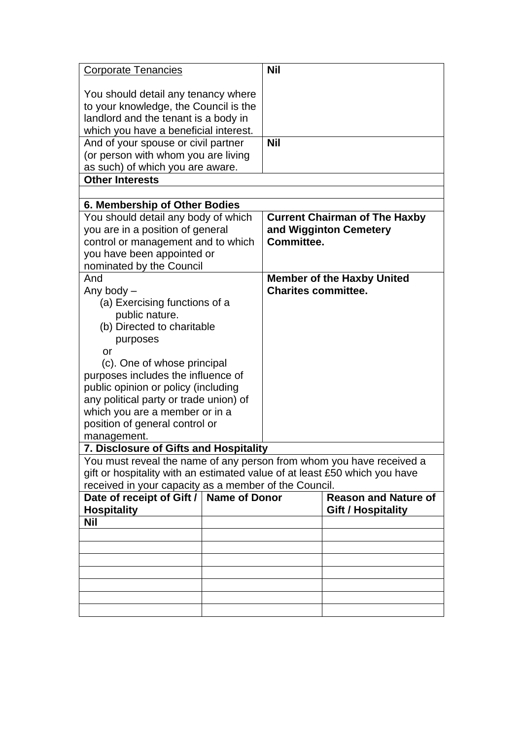| | |
|---|---|
| Corporate Tenancies<br><br>You should detail any tenancy where to your knowledge, the Council is the landlord and the tenant is a body in which you have a beneficial interest. | **Nil** |
| And of your spouse or civil partner (or person with whom you are living as such) of which you are aware. | **Nil** |
| **Other Interests** | |
| | |
| **6. Membership of Other Bodies** | |
| You should detail any body of which you are in a position of general control or management and to which you have been appointed or nominated by the Council | **Current Chairman of The Haxby and Wigginton Cemetery Committee.** |
| And<br>Any body –<br>(a) Exercising functions of a public nature.<br>(b) Directed to charitable purposes<br>or<br>(c). One of whose principal purposes includes the influence of public opinion or policy (including any political party or trade union) of which you are a member or in a position of general control or management. | **Member of the Haxby United Charites committee.** |

**7. Disclosure of Gifts and Hospitality**

You must reveal the name of any person from whom you have received a gift or hospitality with an estimated value of at least £50 which you have received in your capacity as a member of the Council.

| Date of receipt of Gift / Hospitality | Name of Donor | Reason and Nature of Gift / Hospitality |
|---|---|---|
| **Nil** | | |
| | | |
| | | |
| | | |
| | | |
| | | |
| | | |
| | | |